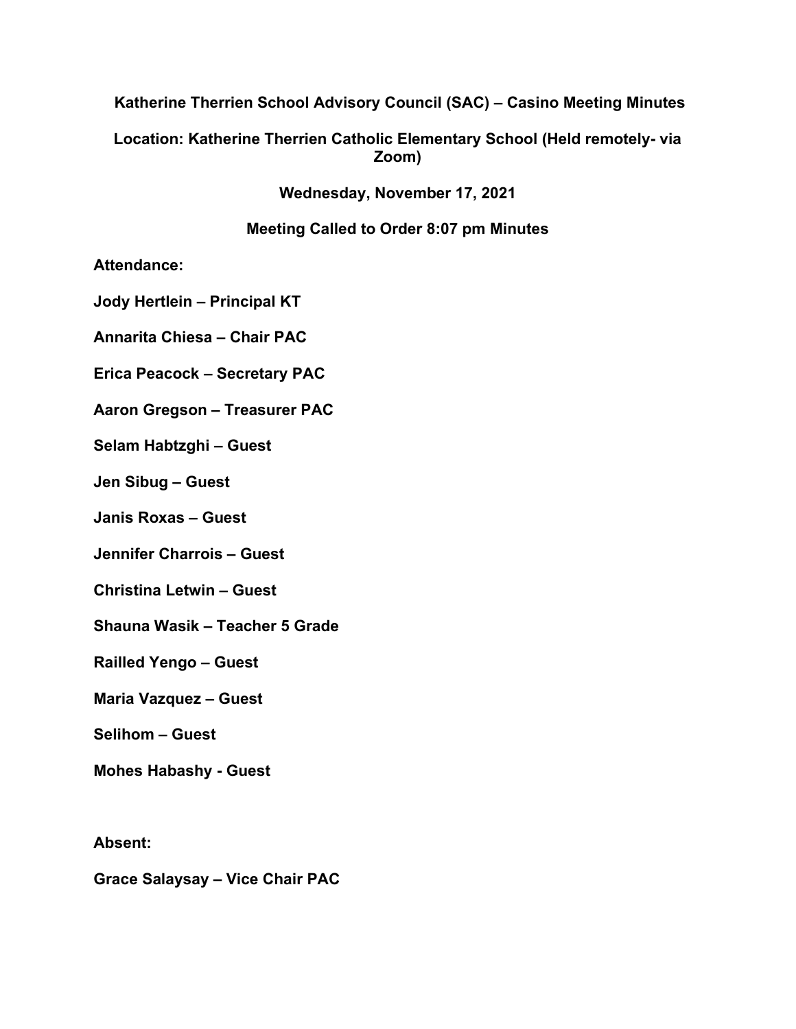**Katherine Therrien School Advisory Council (SAC) – Casino Meeting Minutes**

**Location: Katherine Therrien Catholic Elementary School (Held remotely- via Zoom)**

**Wednesday, November 17, 2021**

**Meeting Called to Order 8:07 pm Minutes**

**Attendance:**

**Jody Hertlein – Principal KT**

**Annarita Chiesa – Chair PAC**

**Erica Peacock – Secretary PAC**

**Aaron Gregson – Treasurer PAC**

**Selam Habtzghi – Guest**

**Jen Sibug – Guest**

**Janis Roxas – Guest**

**Jennifer Charrois – Guest**

**Christina Letwin – Guest**

**Shauna Wasik – Teacher 5 Grade**

**Railled Yengo – Guest**

**Maria Vazquez – Guest**

**Selihom – Guest**

**Mohes Habashy - Guest**

**Absent:**

**Grace Salaysay – Vice Chair PAC**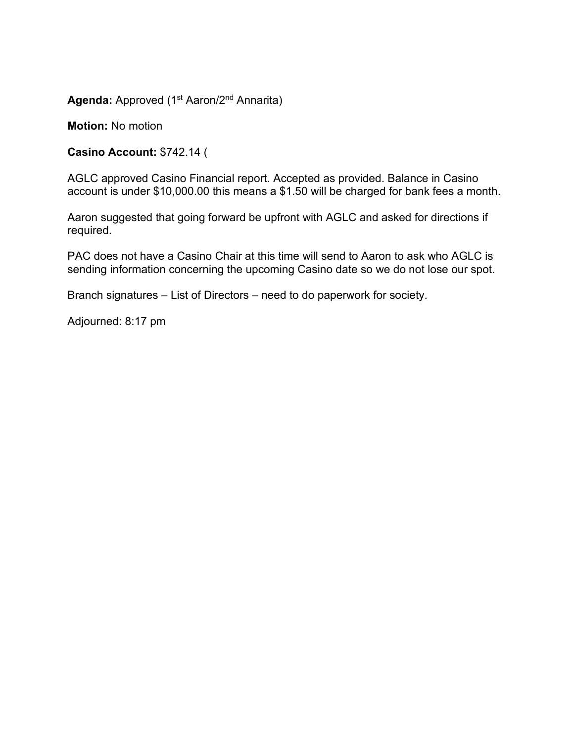**Agenda:** Approved (1st Aaron/2nd Annarita)

**Motion:** No motion

**Casino Account:** $742.14 (

AGLC approved Casino Financial report. Accepted as provided. Balance in Casino account is under $10,000.00 this means a $1.50 will be charged for bank fees a month.

Aaron suggested that going forward be upfront with AGLC and asked for directions if required.

PAC does not have a Casino Chair at this time will send to Aaron to ask who AGLC is sending information concerning the upcoming Casino date so we do not lose our spot.

Branch signatures – List of Directors – need to do paperwork for society.

Adjourned: 8:17 pm